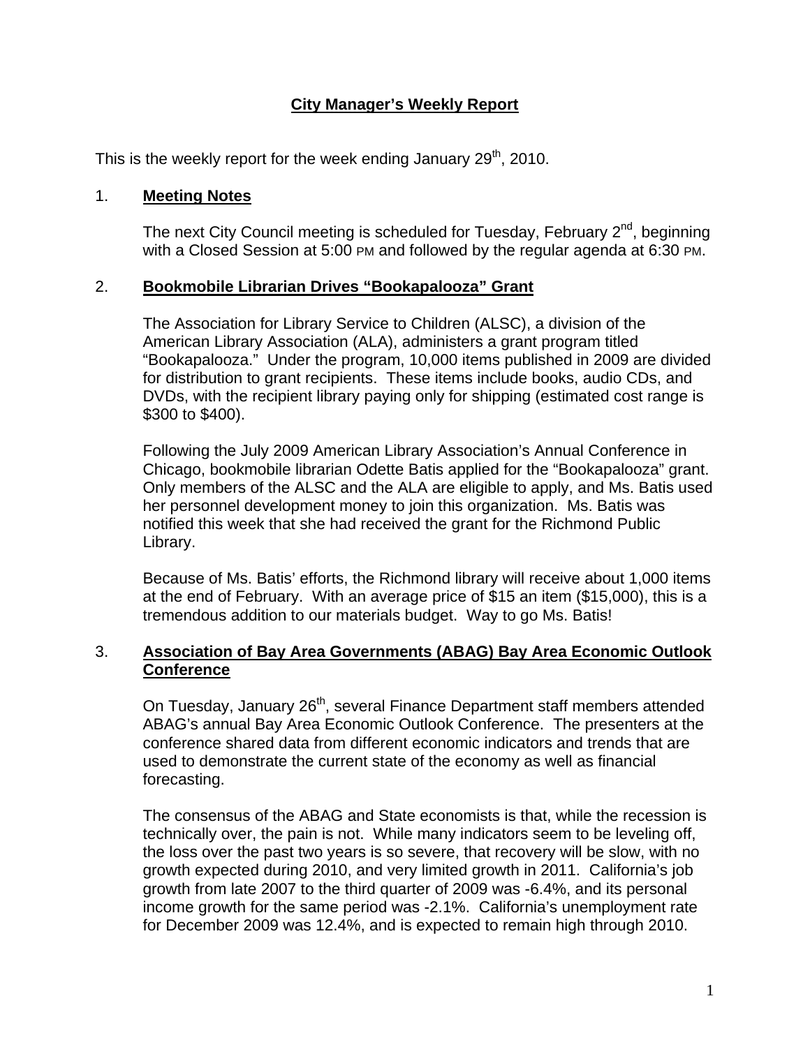# City Manager's Weekly Report

This is the weekly report for the week ending January 29th, 2010.

## 1. Meeting Notes

The next City Council meeting is scheduled for Tuesday, February 2nd, beginning with a Closed Session at 5:00 PM and followed by the regular agenda at 6:30 PM.

## 2. Bookmobile Librarian Drives "Bookapalooza" Grant

The Association for Library Service to Children (ALSC), a division of the American Library Association (ALA), administers a grant program titled "Bookapalooza." Under the program, 10,000 items published in 2009 are divided for distribution to grant recipients. These items include books, audio CDs, and DVDs, with the recipient library paying only for shipping (estimated cost range is $300 to $400).

Following the July 2009 American Library Association's Annual Conference in Chicago, bookmobile librarian Odette Batis applied for the "Bookapalooza" grant. Only members of the ALSC and the ALA are eligible to apply, and Ms. Batis used her personnel development money to join this organization. Ms. Batis was notified this week that she had received the grant for the Richmond Public Library.

Because of Ms. Batis' efforts, the Richmond library will receive about 1,000 items at the end of February. With an average price of $15 an item ($15,000), this is a tremendous addition to our materials budget. Way to go Ms. Batis!

## 3. Association of Bay Area Governments (ABAG) Bay Area Economic Outlook Conference

On Tuesday, January 26th, several Finance Department staff members attended ABAG's annual Bay Area Economic Outlook Conference. The presenters at the conference shared data from different economic indicators and trends that are used to demonstrate the current state of the economy as well as financial forecasting.

The consensus of the ABAG and State economists is that, while the recession is technically over, the pain is not. While many indicators seem to be leveling off, the loss over the past two years is so severe, that recovery will be slow, with no growth expected during 2010, and very limited growth in 2011. California's job growth from late 2007 to the third quarter of 2009 was -6.4%, and its personal income growth for the same period was -2.1%. California's unemployment rate for December 2009 was 12.4%, and is expected to remain high through 2010.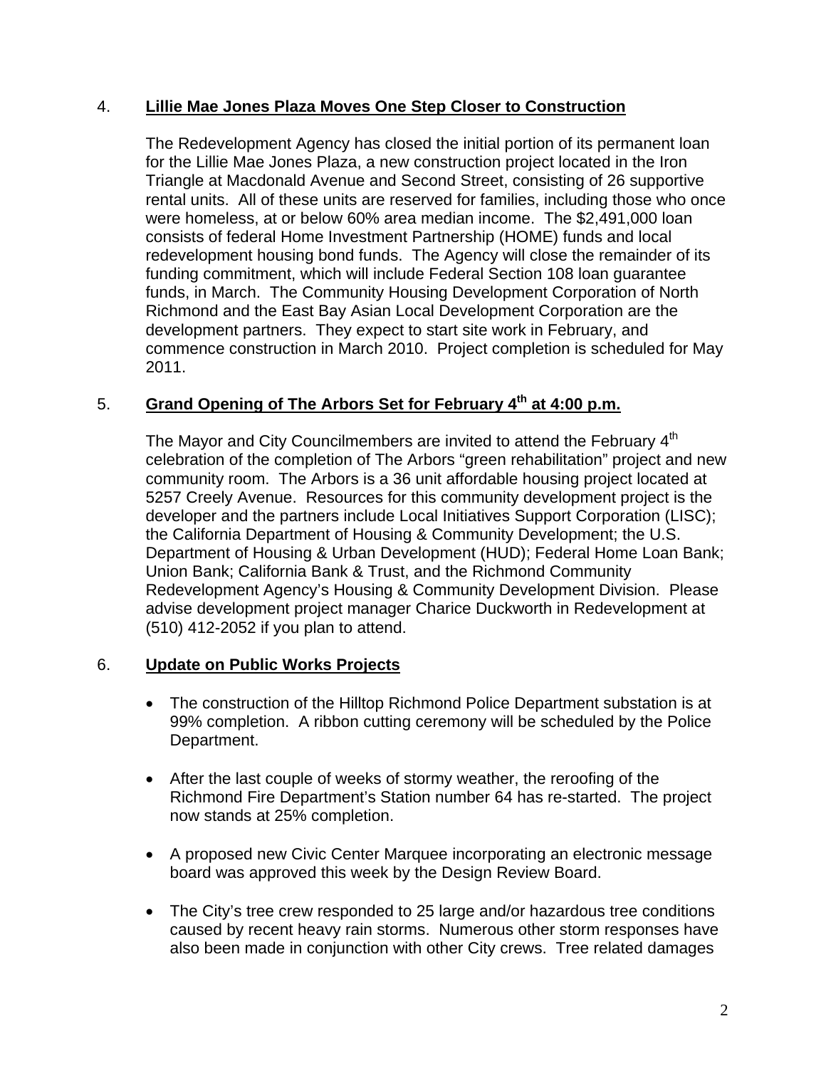4. **Lillie Mae Jones Plaza Moves One Step Closer to Construction**

The Redevelopment Agency has closed the initial portion of its permanent loan for the Lillie Mae Jones Plaza, a new construction project located in the Iron Triangle at Macdonald Avenue and Second Street, consisting of 26 supportive rental units. All of these units are reserved for families, including those who once were homeless, at or below 60% area median income. The $2,491,000 loan consists of federal Home Investment Partnership (HOME) funds and local redevelopment housing bond funds. The Agency will close the remainder of its funding commitment, which will include Federal Section 108 loan guarantee funds, in March. The Community Housing Development Corporation of North Richmond and the East Bay Asian Local Development Corporation are the development partners. They expect to start site work in February, and commence construction in March 2010. Project completion is scheduled for May 2011.

5. **Grand Opening of The Arbors Set for February 4th at 4:00 p.m.**

The Mayor and City Councilmembers are invited to attend the February 4th celebration of the completion of The Arbors "green rehabilitation" project and new community room. The Arbors is a 36 unit affordable housing project located at 5257 Creely Avenue. Resources for this community development project is the developer and the partners include Local Initiatives Support Corporation (LISC); the California Department of Housing & Community Development; the U.S. Department of Housing & Urban Development (HUD); Federal Home Loan Bank; Union Bank; California Bank & Trust, and the Richmond Community Redevelopment Agency's Housing & Community Development Division. Please advise development project manager Charice Duckworth in Redevelopment at (510) 412-2052 if you plan to attend.

6. **Update on Public Works Projects**

- The construction of the Hilltop Richmond Police Department substation is at 99% completion. A ribbon cutting ceremony will be scheduled by the Police Department.

- After the last couple of weeks of stormy weather, the reroofing of the Richmond Fire Department's Station number 64 has re-started. The project now stands at 25% completion.

- A proposed new Civic Center Marquee incorporating an electronic message board was approved this week by the Design Review Board.

- The City's tree crew responded to 25 large and/or hazardous tree conditions caused by recent heavy rain storms. Numerous other storm responses have also been made in conjunction with other City crews. Tree related damages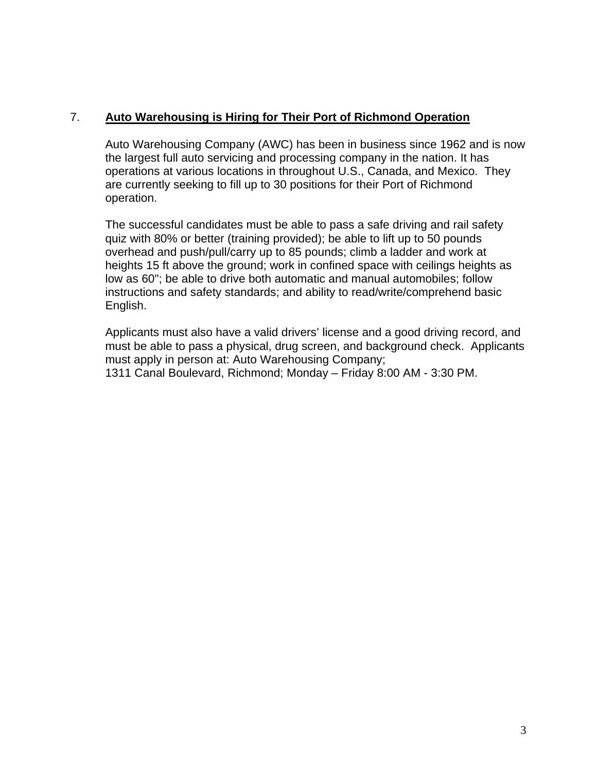7. **Auto Warehousing is Hiring for Their Port of Richmond Operation**

Auto Warehousing Company (AWC) has been in business since 1962 and is now the largest full auto servicing and processing company in the nation. It has operations at various locations in throughout U.S., Canada, and Mexico. They are currently seeking to fill up to 30 positions for their Port of Richmond operation.

The successful candidates must be able to pass a safe driving and rail safety quiz with 80% or better (training provided); be able to lift up to 50 pounds overhead and push/pull/carry up to 85 pounds; climb a ladder and work at heights 15 ft above the ground; work in confined space with ceilings heights as low as 60"; be able to drive both automatic and manual automobiles; follow instructions and safety standards; and ability to read/write/comprehend basic English.

Applicants must also have a valid drivers' license and a good driving record, and must be able to pass a physical, drug screen, and background check. Applicants must apply in person at: Auto Warehousing Company;
1311 Canal Boulevard, Richmond; Monday – Friday 8:00 AM - 3:30 PM.